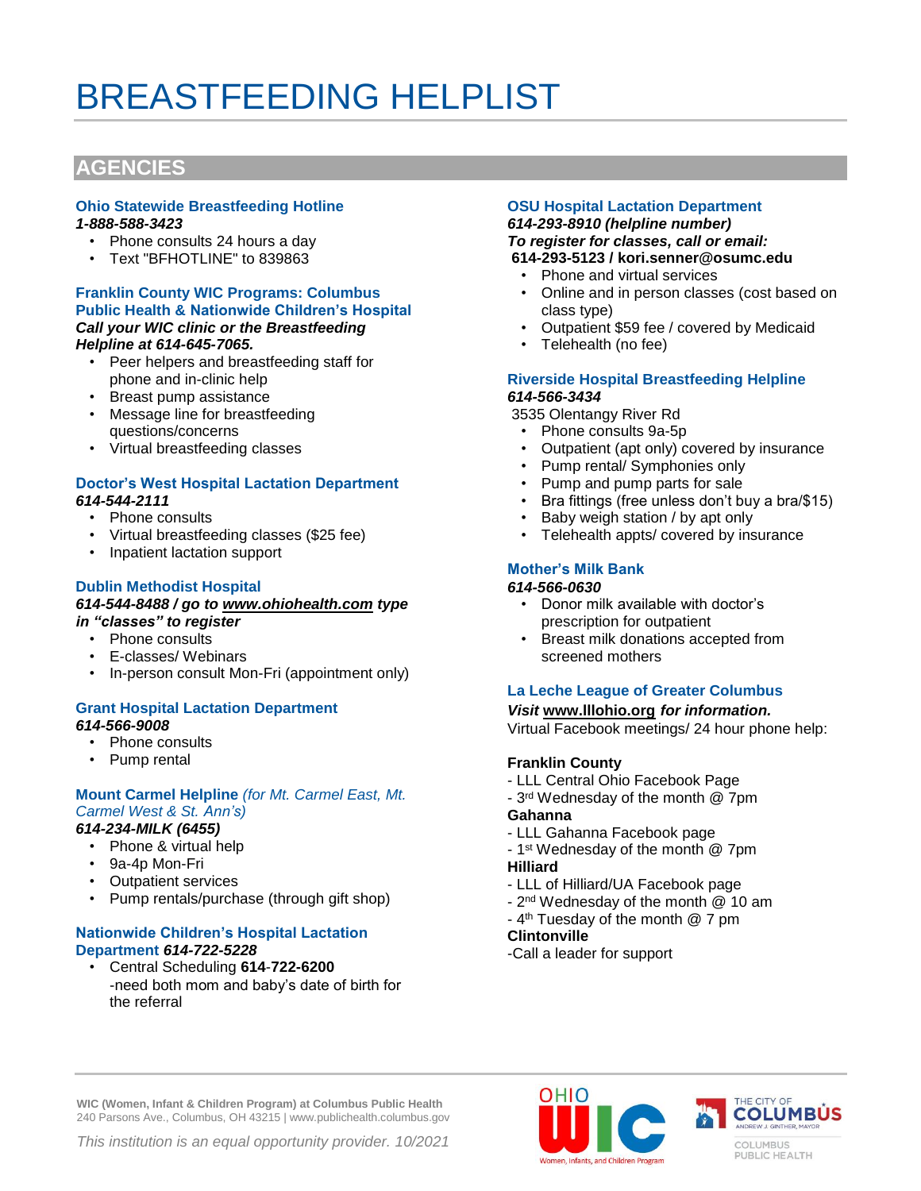# BREASTFEEDING HELPLIST

## AGENCIES

### Ohio Statewide Breastfeeding Hotline

***1-888-588-3423***

- Phone consults 24 hours a day
- Text "BFHOTLINE" to 839863

### Franklin County WIC Programs: Columbus Public Health & Nationwide Children's Hospital

***Call your WIC clinic or the Breastfeeding Helpline at 614-645-7065.***

- Peer helpers and breastfeeding staff for phone and in-clinic help
- Breast pump assistance
- Message line for breastfeeding questions/concerns
- Virtual breastfeeding classes

### Doctor's West Hospital Lactation Department

***614-544-2111***

- Phone consults
- Virtual breastfeeding classes ($25 fee)
- Inpatient lactation support

### Dublin Methodist Hospital

***614-544-8488 / go to www.ohiohealth.com type in "classes" to register***

- Phone consults
- E-classes/ Webinars
- In-person consult Mon-Fri (appointment only)

### Grant Hospital Lactation Department

***614-566-9008***

- Phone consults
- Pump rental

### Mount Carmel Helpline *(for Mt. Carmel East, Mt. Carmel West & St. Ann's)*

***614-234-MILK (6455)***

- Phone & virtual help
- 9a-4p Mon-Fri
- Outpatient services
- Pump rentals/purchase (through gift shop)

### Nationwide Children's Hospital Lactation Department ***614-722-5228***

- Central Scheduling **614-722-6200**
  -need both mom and baby's date of birth for the referral

### OSU Hospital Lactation Department

***614-293-8910 (helpline number)***
***To register for classes, call or email:***
**614-293-5123 / kori.senner@osumc.edu**

- Phone and virtual services
- Online and in person classes (cost based on class type)
- Outpatient $59 fee / covered by Medicaid
- Telehealth (no fee)

### Riverside Hospital Breastfeeding Helpline

***614-566-3434***

3535 Olentangy River Rd

- Phone consults 9a-5p
- Outpatient (apt only) covered by insurance
- Pump rental/ Symphonies only
- Pump and pump parts for sale
- Bra fittings (free unless don't buy a bra/$15)
- Baby weigh station / by apt only
- Telehealth appts/ covered by insurance

### Mother's Milk Bank

***614-566-0630***

- Donor milk available with doctor's prescription for outpatient
- Breast milk donations accepted from screened mothers

### La Leche League of Greater Columbus

***Visit www.lllohio.org for information.***

Virtual Facebook meetings/ 24 hour phone help:

**Franklin County**
- LLL Central Ohio Facebook Page
- 3rd Wednesday of the month @ 7pm

**Gahanna**
- LLL Gahanna Facebook page
- 1st Wednesday of the month @ 7pm

**Hilliard**
- LLL of Hilliard/UA Facebook page
- 2nd Wednesday of the month @ 10 am
- 4th Tuesday of the month @ 7 pm

**Clintonville**
-Call a leader for support

---

**WIC (Women, Infant & Children Program) at Columbus Public Health**
240 Parsons Ave., Columbus, OH 43215 | www.publichealth.columbus.gov

*This institution is an equal opportunity provider. 10/2021*

OHIO WIC Women, Infants, and Children Program

THE CITY OF COLUMBUS ANDREW J. GINTHER, MAYOR
COLUMBUS PUBLIC HEALTH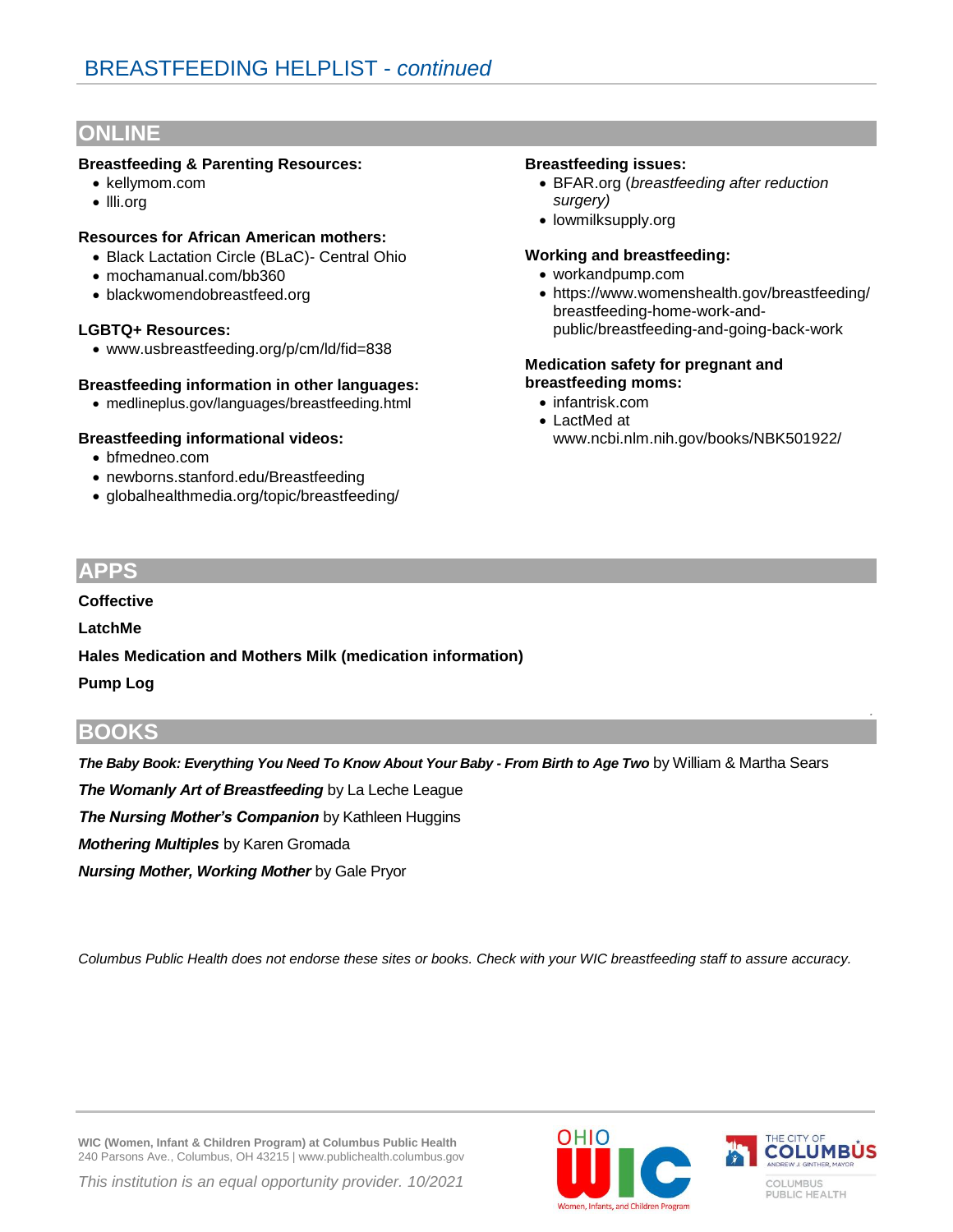# BREASTFEEDING HELPLIST - *continued*

## ONLINE

**Breastfeeding & Parenting Resources:**
- kellymom.com
- llli.org

**Resources for African American mothers:**
- Black Lactation Circle (BLaC)- Central Ohio
- mochamanual.com/bb360
- blackwomendobreastfeed.org

**LGBTQ+ Resources:**
- www.usbreastfeeding.org/p/cm/ld/fid=838

**Breastfeeding information in other languages:**
- medlineplus.gov/languages/breastfeeding.html

**Breastfeeding informational videos:**
- bfmedneo.com
- newborns.stanford.edu/Breastfeeding
- globalhealthmedia.org/topic/breastfeeding/

**Breastfeeding issues:**
- BFAR.org (*breastfeeding after reduction surgery)*
- lowmilksupply.org

**Working and breastfeeding:**
- workandpump.com
- https://www.womenshealth.gov/breastfeeding/breastfeeding-home-work-and-public/breastfeeding-and-going-back-work

**Medication safety for pregnant and breastfeeding moms:**
- infantrisk.com
- LactMed at www.ncbi.nlm.nih.gov/books/NBK501922/

## APPS

**Coffective**

**LatchMe**

**Hales Medication and Mothers Milk (medication information)**

**Pump Log**

## BOOKS

***The Baby Book: Everything You Need To Know About Your Baby - From Birth to Age Two*** by William & Martha Sears

***The Womanly Art of Breastfeeding*** by La Leche League

***The Nursing Mother's Companion*** by Kathleen Huggins

***Mothering Multiples*** by Karen Gromada

***Nursing Mother, Working Mother*** by Gale Pryor

*Columbus Public Health does not endorse these sites or books. Check with your WIC breastfeeding staff to assure accuracy.*

**WIC (Women, Infant & Children Program) at Columbus Public Health**
240 Parsons Ave., Columbus, OH 43215 | www.publichealth.columbus.gov

*This institution is an equal opportunity provider. 10/2021*